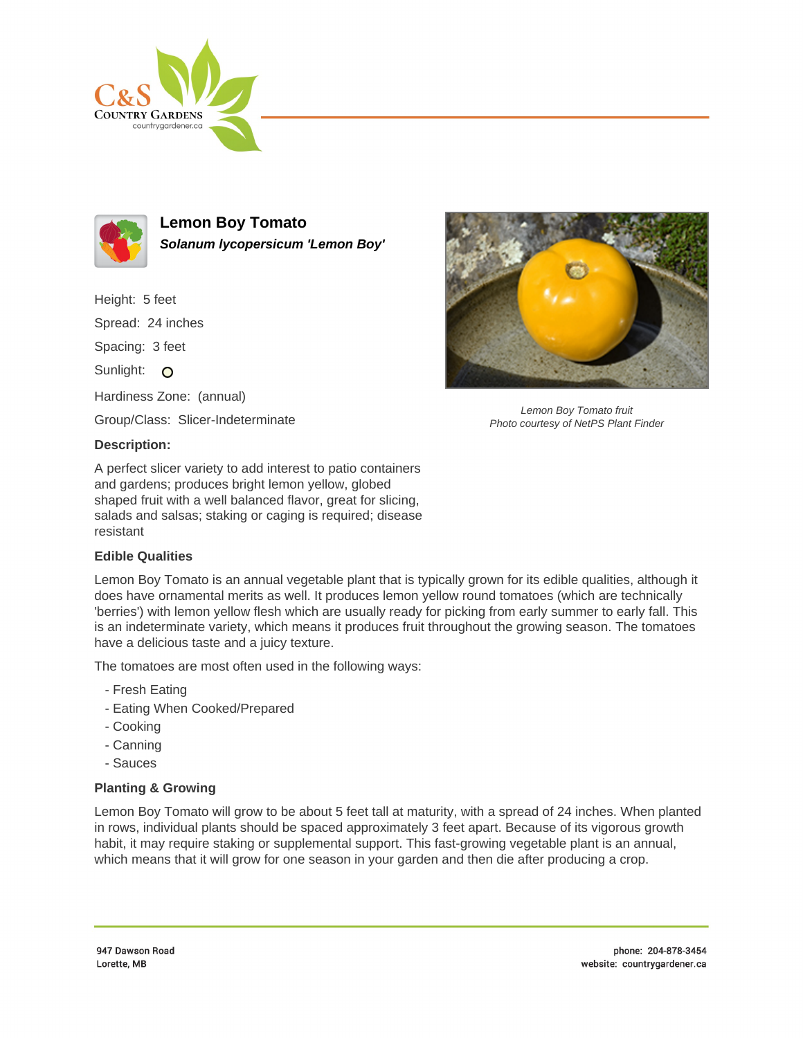# Lemon Boy Tomato

***Solanum lycopersicum 'Lemon Boy'***

Height: 5 feet

Spread: 24 inches

Spacing: 3 feet

Sunlight: ○

Hardiness Zone: (annual)

Group/Class: Slicer-Indeterminate

*Lemon Boy Tomato fruit*
*Photo courtesy of NetPS Plant Finder*

### Description:

A perfect slicer variety to add interest to patio containers and gardens; produces bright lemon yellow, globed shaped fruit with a well balanced flavor, great for slicing, salads and salsas; staking or caging is required; disease resistant

### Edible Qualities

Lemon Boy Tomato is an annual vegetable plant that is typically grown for its edible qualities, although it does have ornamental merits as well. It produces lemon yellow round tomatoes (which are technically 'berries') with lemon yellow flesh which are usually ready for picking from early summer to early fall. This is an indeterminate variety, which means it produces fruit throughout the growing season. The tomatoes have a delicious taste and a juicy texture.

The tomatoes are most often used in the following ways:

- Fresh Eating
- Eating When Cooked/Prepared
- Cooking
- Canning
- Sauces

### Planting & Growing

Lemon Boy Tomato will grow to be about 5 feet tall at maturity, with a spread of 24 inches. When planted in rows, individual plants should be spaced approximately 3 feet apart. Because of its vigorous growth habit, it may require staking or supplemental support. This fast-growing vegetable plant is an annual, which means that it will grow for one season in your garden and then die after producing a crop.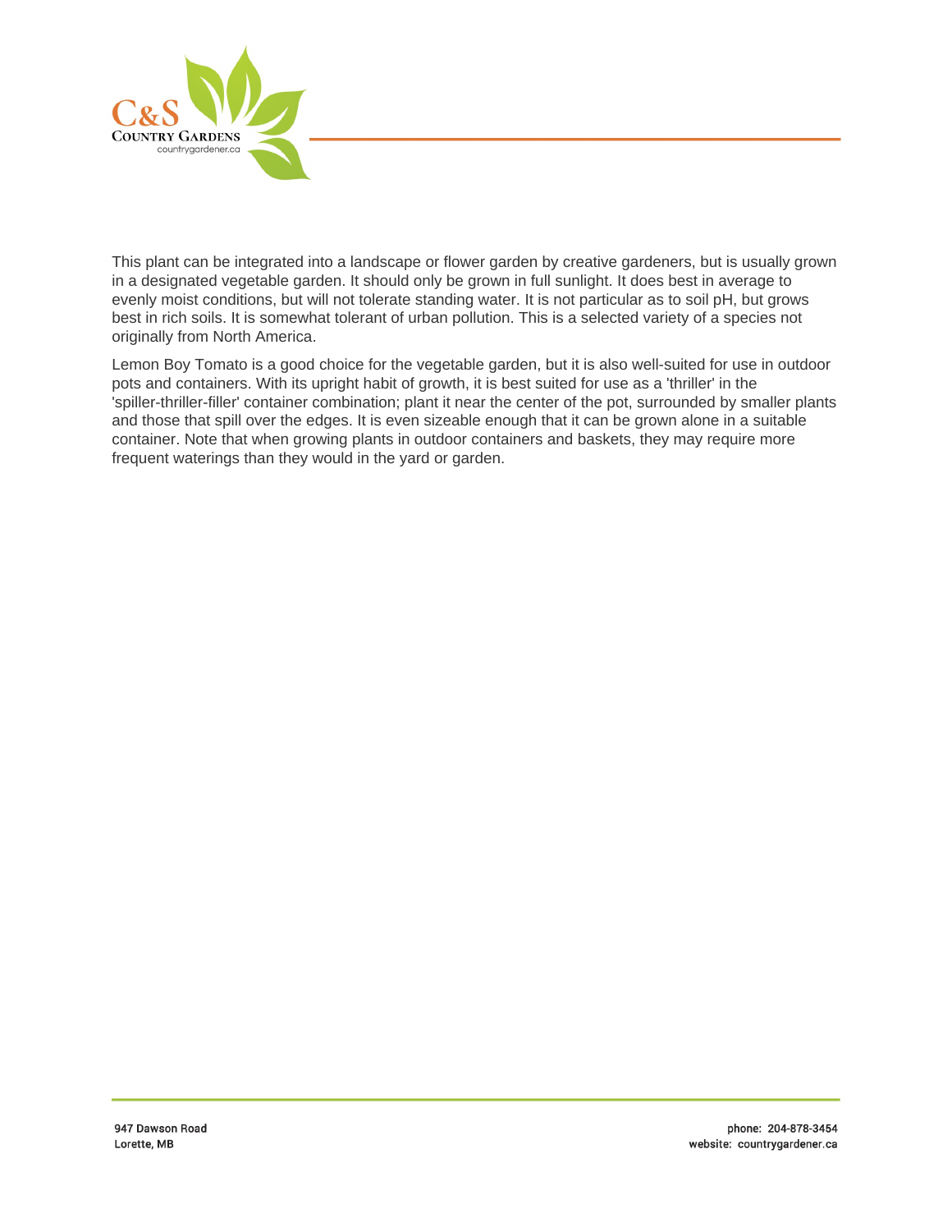This plant can be integrated into a landscape or flower garden by creative gardeners, but is usually grown in a designated vegetable garden. It should only be grown in full sunlight. It does best in average to evenly moist conditions, but will not tolerate standing water. It is not particular as to soil pH, but grows best in rich soils. It is somewhat tolerant of urban pollution. This is a selected variety of a species not originally from North America.

Lemon Boy Tomato is a good choice for the vegetable garden, but it is also well-suited for use in outdoor pots and containers. With its upright habit of growth, it is best suited for use as a 'thriller' in the 'spiller-thriller-filler' container combination; plant it near the center of the pot, surrounded by smaller plants and those that spill over the edges. It is even sizeable enough that it can be grown alone in a suitable container. Note that when growing plants in outdoor containers and baskets, they may require more frequent waterings than they would in the yard or garden.